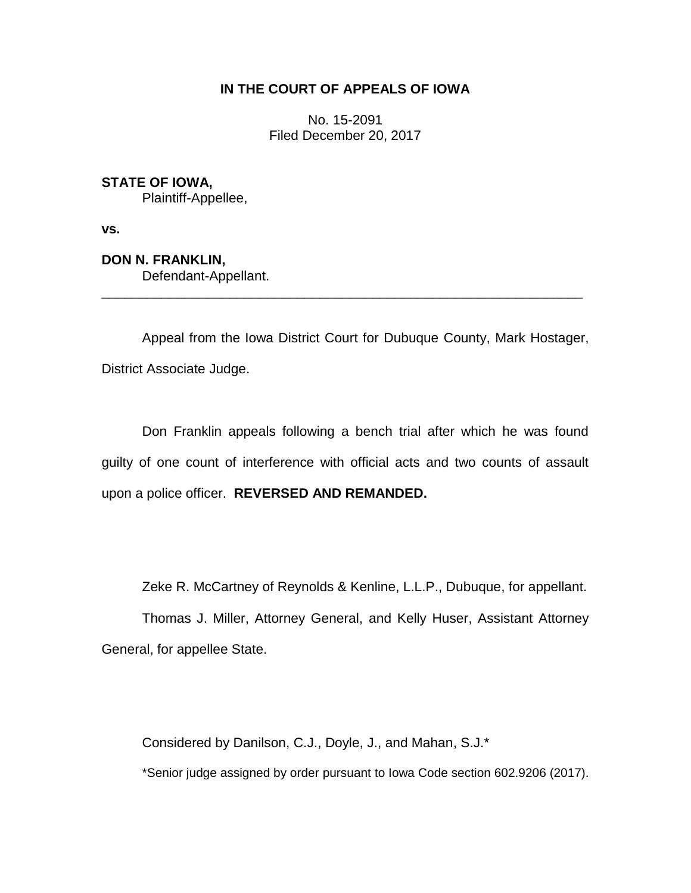**IN THE COURT OF APPEALS OF IOWA**

No. 15-2091
Filed December 20, 2017

**STATE OF IOWA,**
Plaintiff-Appellee,

**vs.**

**DON N. FRANKLIN,**
Defendant-Appellant.

---

Appeal from the Iowa District Court for Dubuque County, Mark Hostager, District Associate Judge.

Don Franklin appeals following a bench trial after which he was found guilty of one count of interference with official acts and two counts of assault upon a police officer. **REVERSED AND REMANDED.**

Zeke R. McCartney of Reynolds & Kenline, L.L.P., Dubuque, for appellant.

Thomas J. Miller, Attorney General, and Kelly Huser, Assistant Attorney General, for appellee State.

Considered by Danilson, C.J., Doyle, J., and Mahan, S.J.*

*Senior judge assigned by order pursuant to Iowa Code section 602.9206 (2017).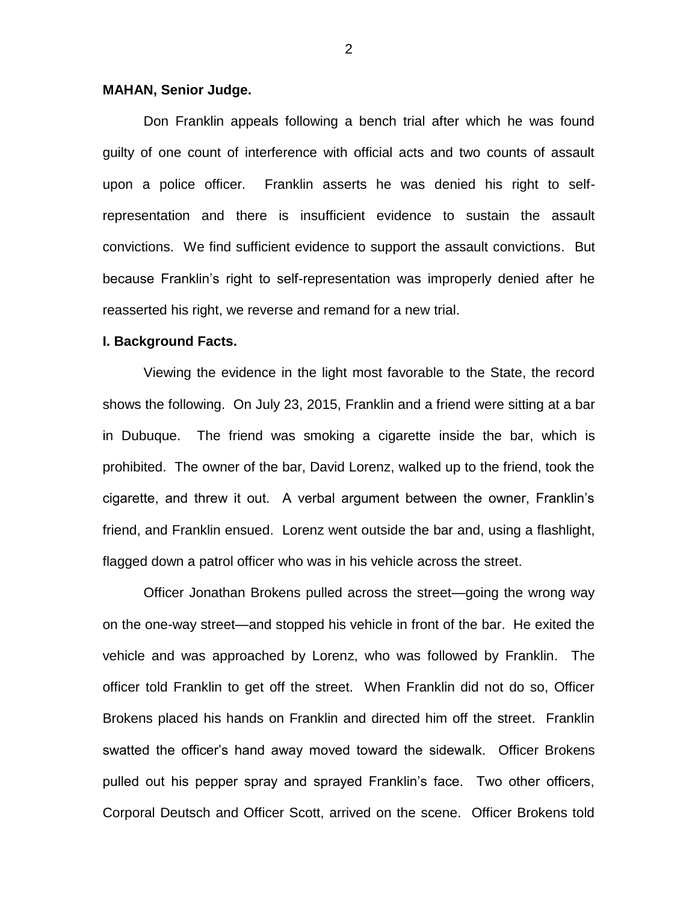**MAHAN, Senior Judge.**

Don Franklin appeals following a bench trial after which he was found guilty of one count of interference with official acts and two counts of assault upon a police officer. Franklin asserts he was denied his right to self-representation and there is insufficient evidence to sustain the assault convictions. We find sufficient evidence to support the assault convictions. But because Franklin's right to self-representation was improperly denied after he reasserted his right, we reverse and remand for a new trial.

**I. Background Facts.**

Viewing the evidence in the light most favorable to the State, the record shows the following. On July 23, 2015, Franklin and a friend were sitting at a bar in Dubuque. The friend was smoking a cigarette inside the bar, which is prohibited. The owner of the bar, David Lorenz, walked up to the friend, took the cigarette, and threw it out. A verbal argument between the owner, Franklin's friend, and Franklin ensued. Lorenz went outside the bar and, using a flashlight, flagged down a patrol officer who was in his vehicle across the street.

Officer Jonathan Brokens pulled across the street—going the wrong way on the one-way street—and stopped his vehicle in front of the bar. He exited the vehicle and was approached by Lorenz, who was followed by Franklin. The officer told Franklin to get off the street. When Franklin did not do so, Officer Brokens placed his hands on Franklin and directed him off the street. Franklin swatted the officer's hand away moved toward the sidewalk. Officer Brokens pulled out his pepper spray and sprayed Franklin's face. Two other officers, Corporal Deutsch and Officer Scott, arrived on the scene. Officer Brokens told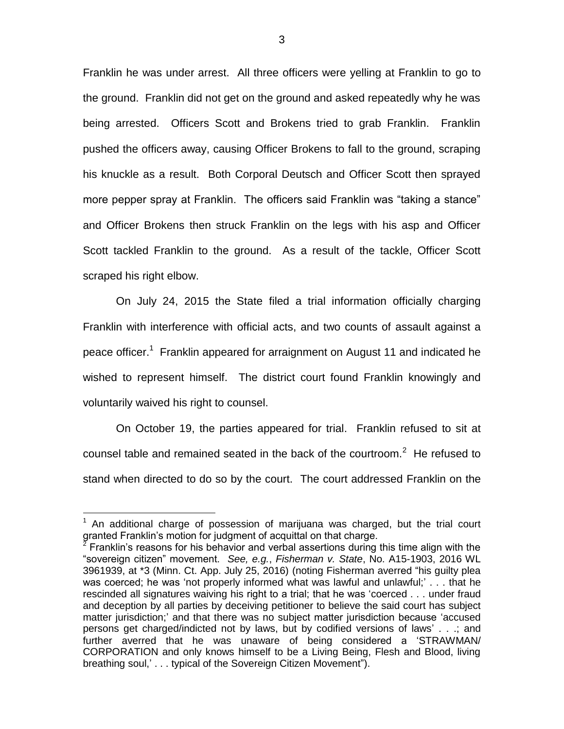Franklin he was under arrest. All three officers were yelling at Franklin to go to the ground. Franklin did not get on the ground and asked repeatedly why he was being arrested. Officers Scott and Brokens tried to grab Franklin. Franklin pushed the officers away, causing Officer Brokens to fall to the ground, scraping his knuckle as a result. Both Corporal Deutsch and Officer Scott then sprayed more pepper spray at Franklin. The officers said Franklin was "taking a stance" and Officer Brokens then struck Franklin on the legs with his asp and Officer Scott tackled Franklin to the ground. As a result of the tackle, Officer Scott scraped his right elbow.

On July 24, 2015 the State filed a trial information officially charging Franklin with interference with official acts, and two counts of assault against a peace officer.[1] Franklin appeared for arraignment on August 11 and indicated he wished to represent himself. The district court found Franklin knowingly and voluntarily waived his right to counsel.

On October 19, the parties appeared for trial. Franklin refused to sit at counsel table and remained seated in the back of the courtroom.[2] He refused to stand when directed to do so by the court. The court addressed Franklin on the

---

[1] An additional charge of possession of marijuana was charged, but the trial court granted Franklin's motion for judgment of acquittal on that charge.

[2] Franklin's reasons for his behavior and verbal assertions during this time align with the "sovereign citizen" movement. *See, e.g.*, *Fisherman v. State*, No. A15-1903, 2016 WL 3961939, at *3 (Minn. Ct. App. July 25, 2016) (noting Fisherman averred "his guilty plea was coerced; he was 'not properly informed what was lawful and unlawful;' . . . that he rescinded all signatures waiving his right to a trial; that he was 'coerced . . . under fraud and deception by all parties by deceiving petitioner to believe the said court has subject matter jurisdiction;' and that there was no subject matter jurisdiction because 'accused persons get charged/indicted not by laws, but by codified versions of laws' . . .; and further averred that he was unaware of being considered a 'STRAWMAN/ CORPORATION and only knows himself to be a Living Being, Flesh and Blood, living breathing soul,' . . . typical of the Sovereign Citizen Movement").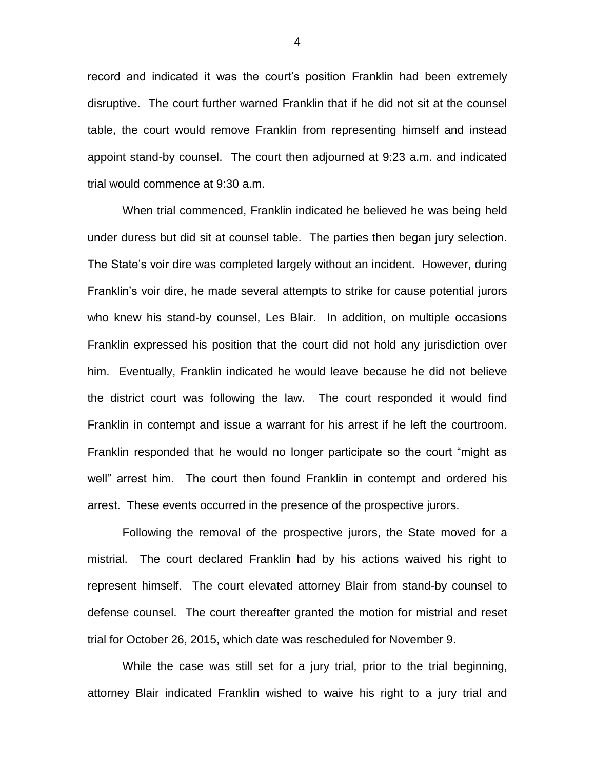record and indicated it was the court's position Franklin had been extremely disruptive. The court further warned Franklin that if he did not sit at the counsel table, the court would remove Franklin from representing himself and instead appoint stand-by counsel. The court then adjourned at 9:23 a.m. and indicated trial would commence at 9:30 a.m.

When trial commenced, Franklin indicated he believed he was being held under duress but did sit at counsel table. The parties then began jury selection. The State's voir dire was completed largely without an incident. However, during Franklin's voir dire, he made several attempts to strike for cause potential jurors who knew his stand-by counsel, Les Blair. In addition, on multiple occasions Franklin expressed his position that the court did not hold any jurisdiction over him. Eventually, Franklin indicated he would leave because he did not believe the district court was following the law. The court responded it would find Franklin in contempt and issue a warrant for his arrest if he left the courtroom. Franklin responded that he would no longer participate so the court "might as well" arrest him. The court then found Franklin in contempt and ordered his arrest. These events occurred in the presence of the prospective jurors.

Following the removal of the prospective jurors, the State moved for a mistrial. The court declared Franklin had by his actions waived his right to represent himself. The court elevated attorney Blair from stand-by counsel to defense counsel. The court thereafter granted the motion for mistrial and reset trial for October 26, 2015, which date was rescheduled for November 9.

While the case was still set for a jury trial, prior to the trial beginning, attorney Blair indicated Franklin wished to waive his right to a jury trial and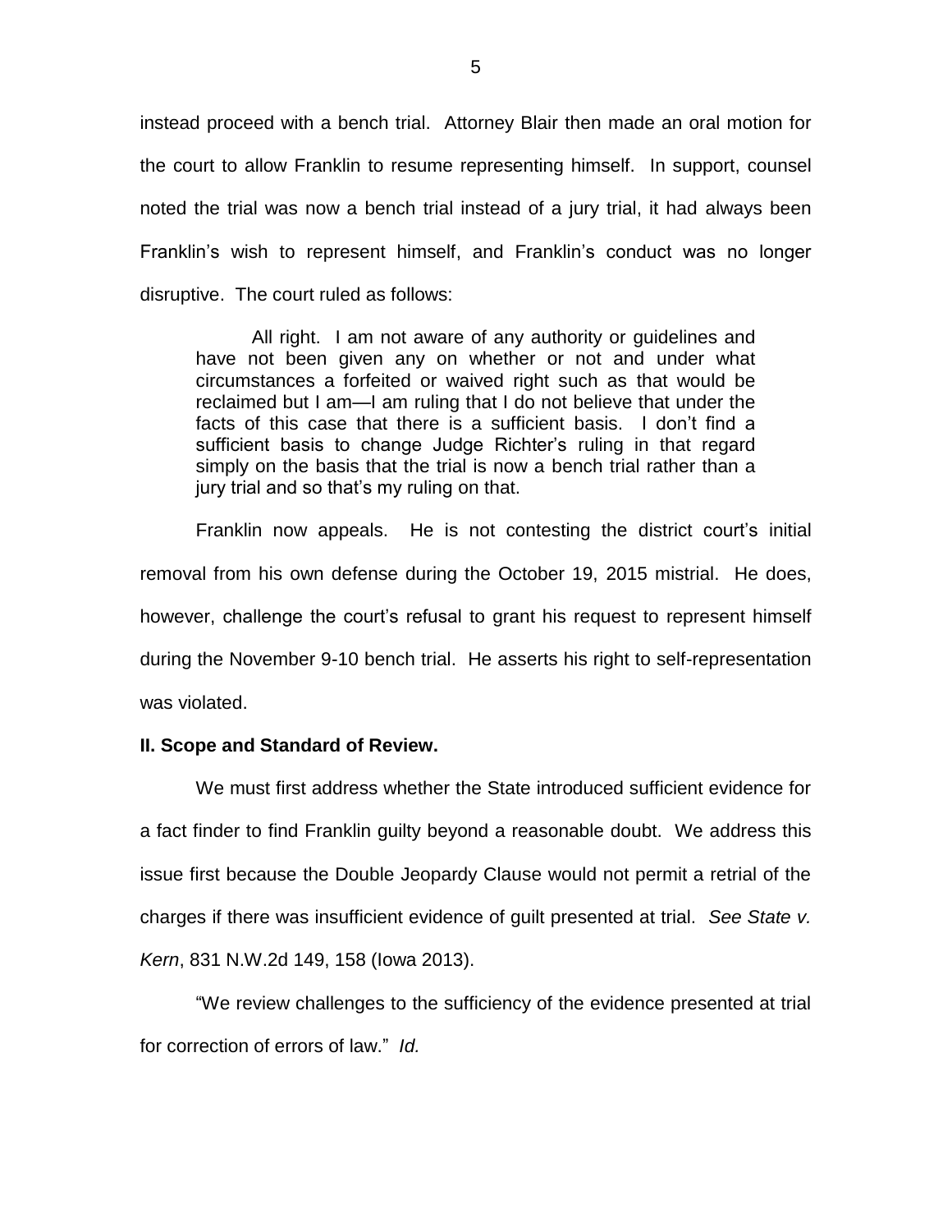instead proceed with a bench trial. Attorney Blair then made an oral motion for the court to allow Franklin to resume representing himself. In support, counsel noted the trial was now a bench trial instead of a jury trial, it had always been Franklin's wish to represent himself, and Franklin's conduct was no longer disruptive. The court ruled as follows:

> All right. I am not aware of any authority or guidelines and have not been given any on whether or not and under what circumstances a forfeited or waived right such as that would be reclaimed but I am—I am ruling that I do not believe that under the facts of this case that there is a sufficient basis. I don't find a sufficient basis to change Judge Richter's ruling in that regard simply on the basis that the trial is now a bench trial rather than a jury trial and so that's my ruling on that.

Franklin now appeals. He is not contesting the district court's initial removal from his own defense during the October 19, 2015 mistrial. He does, however, challenge the court's refusal to grant his request to represent himself during the November 9-10 bench trial. He asserts his right to self-representation was violated.

## II. Scope and Standard of Review.

We must first address whether the State introduced sufficient evidence for a fact finder to find Franklin guilty beyond a reasonable doubt. We address this issue first because the Double Jeopardy Clause would not permit a retrial of the charges if there was insufficient evidence of guilt presented at trial. *See State v. Kern*, 831 N.W.2d 149, 158 (Iowa 2013).

"We review challenges to the sufficiency of the evidence presented at trial for correction of errors of law." *Id.*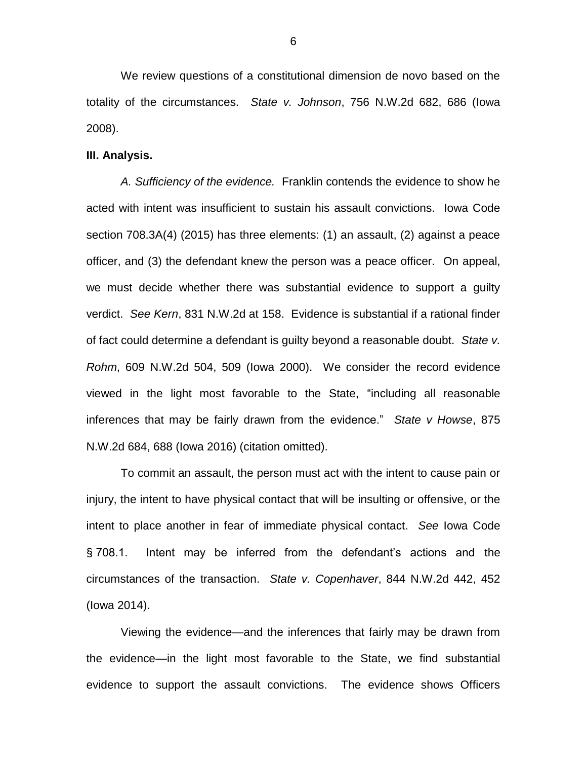We review questions of a constitutional dimension de novo based on the totality of the circumstances. *State v. Johnson*, 756 N.W.2d 682, 686 (Iowa 2008).

**III. Analysis.**

*A. Sufficiency of the evidence.* Franklin contends the evidence to show he acted with intent was insufficient to sustain his assault convictions. Iowa Code section 708.3A(4) (2015) has three elements: (1) an assault, (2) against a peace officer, and (3) the defendant knew the person was a peace officer. On appeal, we must decide whether there was substantial evidence to support a guilty verdict. *See Kern*, 831 N.W.2d at 158. Evidence is substantial if a rational finder of fact could determine a defendant is guilty beyond a reasonable doubt. *State v. Rohm*, 609 N.W.2d 504, 509 (Iowa 2000). We consider the record evidence viewed in the light most favorable to the State, "including all reasonable inferences that may be fairly drawn from the evidence." *State v Howse*, 875 N.W.2d 684, 688 (Iowa 2016) (citation omitted).

To commit an assault, the person must act with the intent to cause pain or injury, the intent to have physical contact that will be insulting or offensive, or the intent to place another in fear of immediate physical contact. *See* Iowa Code § 708.1. Intent may be inferred from the defendant's actions and the circumstances of the transaction. *State v. Copenhaver*, 844 N.W.2d 442, 452 (Iowa 2014).

Viewing the evidence—and the inferences that fairly may be drawn from the evidence—in the light most favorable to the State, we find substantial evidence to support the assault convictions. The evidence shows Officers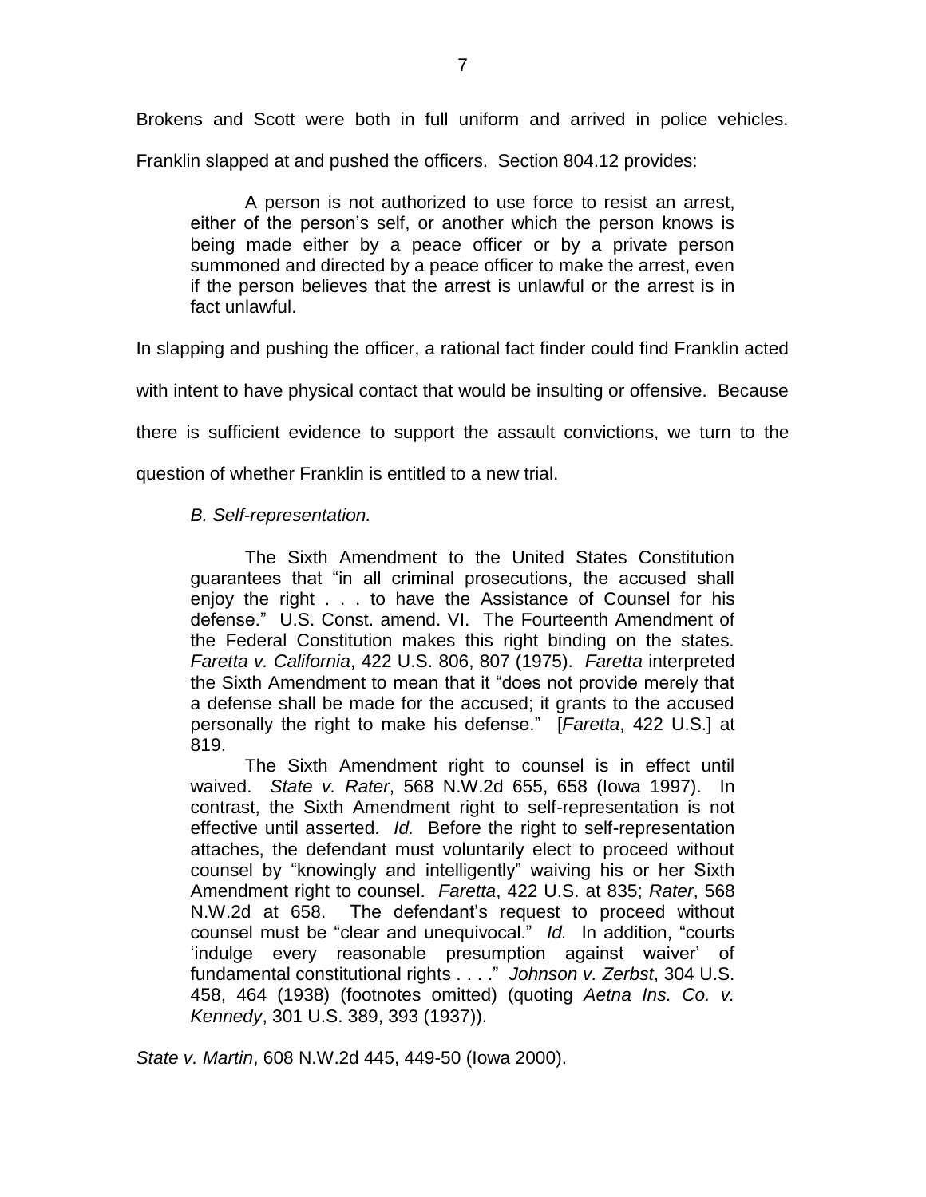Brokens and Scott were both in full uniform and arrived in police vehicles. Franklin slapped at and pushed the officers. Section 804.12 provides:

> A person is not authorized to use force to resist an arrest, either of the person's self, or another which the person knows is being made either by a peace officer or by a private person summoned and directed by a peace officer to make the arrest, even if the person believes that the arrest is unlawful or the arrest is in fact unlawful.

In slapping and pushing the officer, a rational fact finder could find Franklin acted with intent to have physical contact that would be insulting or offensive. Because there is sufficient evidence to support the assault convictions, we turn to the question of whether Franklin is entitled to a new trial.

*B. Self-representation.*

> The Sixth Amendment to the United States Constitution guarantees that "in all criminal prosecutions, the accused shall enjoy the right . . . to have the Assistance of Counsel for his defense." U.S. Const. amend. VI. The Fourteenth Amendment of the Federal Constitution makes this right binding on the states. *Faretta v. California*, 422 U.S. 806, 807 (1975). *Faretta* interpreted the Sixth Amendment to mean that it "does not provide merely that a defense shall be made for the accused; it grants to the accused personally the right to make his defense." [*Faretta*, 422 U.S.] at 819.
>
> The Sixth Amendment right to counsel is in effect until waived. *State v. Rater*, 568 N.W.2d 655, 658 (Iowa 1997). In contrast, the Sixth Amendment right to self-representation is not effective until asserted. *Id.* Before the right to self-representation attaches, the defendant must voluntarily elect to proceed without counsel by "knowingly and intelligently" waiving his or her Sixth Amendment right to counsel. *Faretta*, 422 U.S. at 835; *Rater*, 568 N.W.2d at 658. The defendant's request to proceed without counsel must be "clear and unequivocal." *Id.* In addition, "courts 'indulge every reasonable presumption against waiver' of fundamental constitutional rights . . . ." *Johnson v. Zerbst*, 304 U.S. 458, 464 (1938) (footnotes omitted) (quoting *Aetna Ins. Co. v. Kennedy*, 301 U.S. 389, 393 (1937)).

*State v. Martin*, 608 N.W.2d 445, 449-50 (Iowa 2000).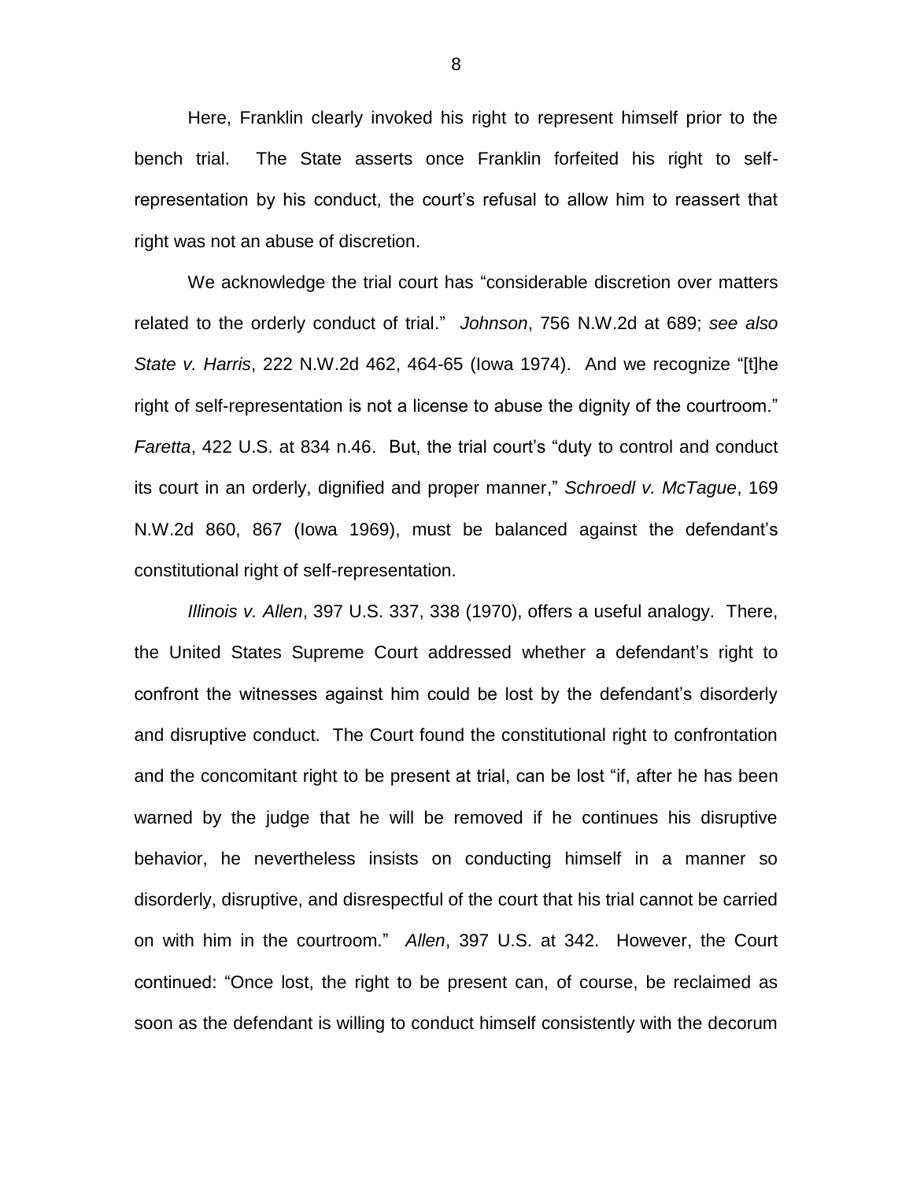Here, Franklin clearly invoked his right to represent himself prior to the bench trial. The State asserts once Franklin forfeited his right to self-representation by his conduct, the court's refusal to allow him to reassert that right was not an abuse of discretion.

We acknowledge the trial court has "considerable discretion over matters related to the orderly conduct of trial." *Johnson*, 756 N.W.2d at 689; *see also State v. Harris*, 222 N.W.2d 462, 464-65 (Iowa 1974). And we recognize "[t]he right of self-representation is not a license to abuse the dignity of the courtroom." *Faretta*, 422 U.S. at 834 n.46. But, the trial court's "duty to control and conduct its court in an orderly, dignified and proper manner," *Schroedl v. McTague*, 169 N.W.2d 860, 867 (Iowa 1969), must be balanced against the defendant's constitutional right of self-representation.

*Illinois v. Allen*, 397 U.S. 337, 338 (1970), offers a useful analogy. There, the United States Supreme Court addressed whether a defendant's right to confront the witnesses against him could be lost by the defendant's disorderly and disruptive conduct. The Court found the constitutional right to confrontation and the concomitant right to be present at trial, can be lost "if, after he has been warned by the judge that he will be removed if he continues his disruptive behavior, he nevertheless insists on conducting himself in a manner so disorderly, disruptive, and disrespectful of the court that his trial cannot be carried on with him in the courtroom." *Allen*, 397 U.S. at 342. However, the Court continued: "Once lost, the right to be present can, of course, be reclaimed as soon as the defendant is willing to conduct himself consistently with the decorum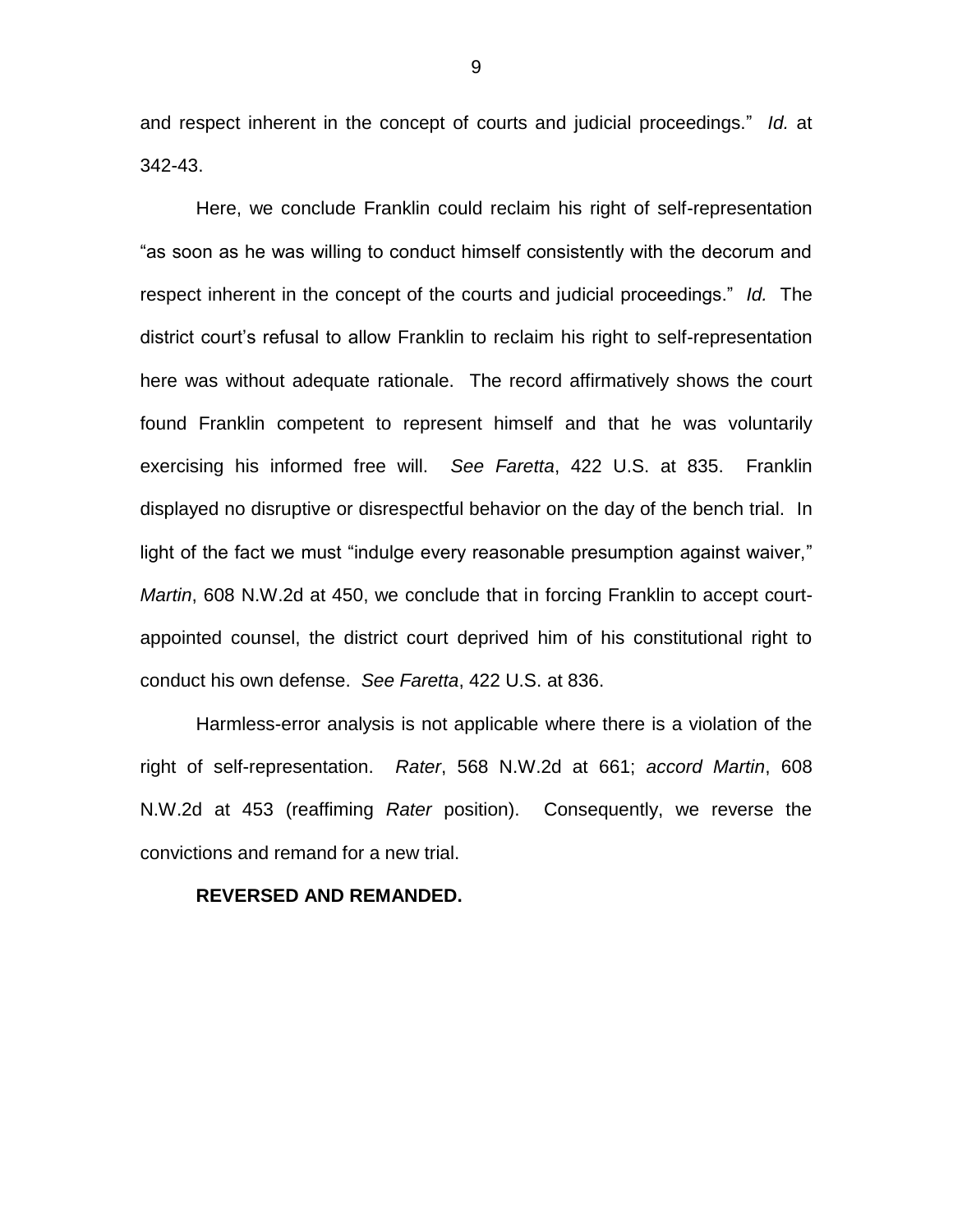and respect inherent in the concept of courts and judicial proceedings." *Id.* at 342-43.

Here, we conclude Franklin could reclaim his right of self-representation "as soon as he was willing to conduct himself consistently with the decorum and respect inherent in the concept of the courts and judicial proceedings." *Id.* The district court's refusal to allow Franklin to reclaim his right to self-representation here was without adequate rationale. The record affirmatively shows the court found Franklin competent to represent himself and that he was voluntarily exercising his informed free will. *See Faretta*, 422 U.S. at 835. Franklin displayed no disruptive or disrespectful behavior on the day of the bench trial. In light of the fact we must "indulge every reasonable presumption against waiver," *Martin*, 608 N.W.2d at 450, we conclude that in forcing Franklin to accept court-appointed counsel, the district court deprived him of his constitutional right to conduct his own defense. *See Faretta*, 422 U.S. at 836.

Harmless-error analysis is not applicable where there is a violation of the right of self-representation. *Rater*, 568 N.W.2d at 661; *accord Martin*, 608 N.W.2d at 453 (reaffiming *Rater* position). Consequently, we reverse the convictions and remand for a new trial.

**REVERSED AND REMANDED.**